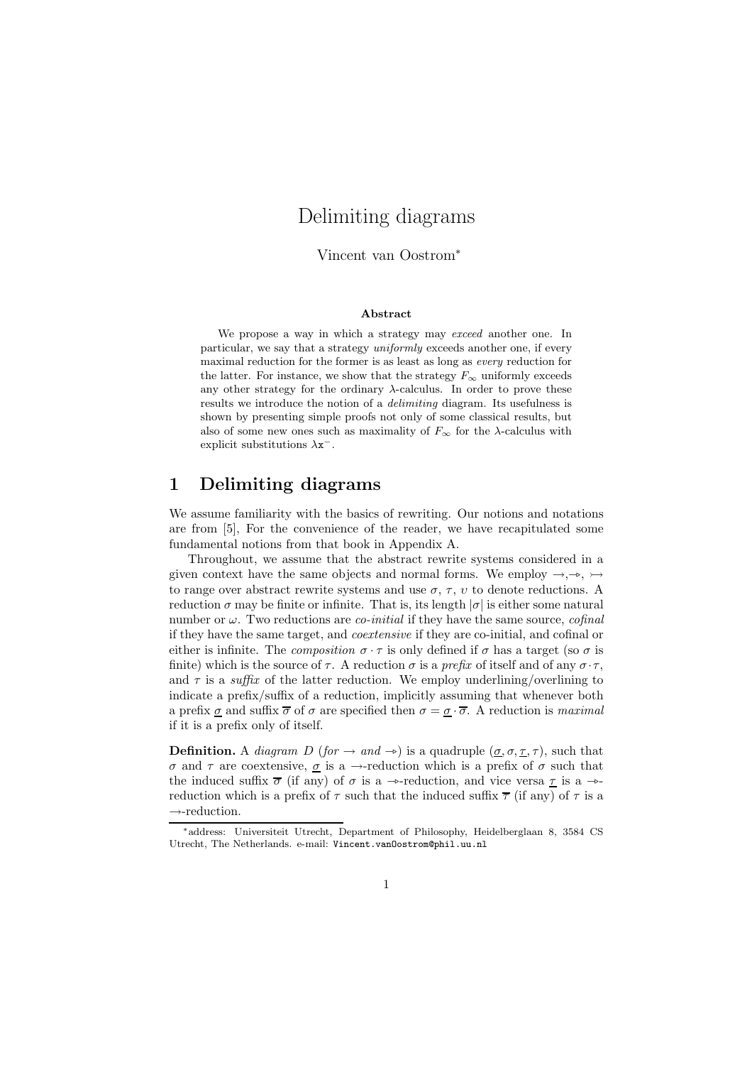# Delimiting diagrams

Vincent van Oostrom*

### Abstract

We propose a way in which a strategy may *exceed* another one. In particular, we say that a strategy *uniformly* exceeds another one, if every maximal reduction for the former is as least as long as *every* reduction for the latter. For instance, we show that the strategy $F_\infty$ uniformly exceeds any other strategy for the ordinary $\lambda$-calculus. In order to prove these results we introduce the notion of a *delimiting* diagram. Its usefulness is shown by presenting simple proofs not only of some classical results, but also of some new ones such as maximality of $F_\infty$ for the $\lambda$-calculus with explicit substitutions $\lambda\mathtt{x}^-$.

## 1 Delimiting diagrams

We assume familiarity with the basics of rewriting. Our notions and notations are from [5], For the convenience of the reader, we have recapitulated some fundamental notions from that book in Appendix A.

Throughout, we assume that the abstract rewrite systems considered in a given context have the same objects and normal forms. We employ $\rightarrow, \twoheadrightarrow, \rightarrowtail$ to range over abstract rewrite systems and use $\sigma$, $\tau$, $\upsilon$ to denote reductions. A reduction $\sigma$ may be finite or infinite. That is, its length $|\sigma|$ is either some natural number or $\omega$. Two reductions are *co-initial* if they have the same source, *cofinal* if they have the same target, and *coextensive* if they are co-initial, and cofinal or either is infinite. The *composition* $\sigma \cdot \tau$ is only defined if $\sigma$ has a target (so $\sigma$ is finite) which is the source of $\tau$. A reduction $\sigma$ is a *prefix* of itself and of any $\sigma \cdot \tau$, and $\tau$ is a *suffix* of the latter reduction. We employ underlining/overlining to indicate a prefix/suffix of a reduction, implicitly assuming that whenever both a prefix $\underline{\sigma}$ and suffix $\overline{\sigma}$ of $\sigma$ are specified then $\sigma = \underline{\sigma} \cdot \overline{\sigma}$. A reduction is *maximal* if it is a prefix only of itself.

**Definition.** A *diagram* $D$ (*for* $\rightarrow$ *and* $\twoheadrightarrow$) is a quadruple $(\underline{\sigma}, \sigma, \underline{\tau}, \tau)$, such that $\sigma$ and $\tau$ are coextensive, $\underline{\sigma}$ is a $\rightarrow$-reduction which is a prefix of $\sigma$ such that the induced suffix $\overline{\sigma}$ (if any) of $\sigma$ is a $\twoheadrightarrow$-reduction, and vice versa $\underline{\tau}$ is a $\twoheadrightarrow$-reduction which is a prefix of $\tau$ such that the induced suffix $\overline{\tau}$ (if any) of $\tau$ is a $\rightarrow$-reduction.

*address: Universiteit Utrecht, Department of Philosophy, Heidelberglaan 8, 3584 CS Utrecht, The Netherlands. e-mail: `Vincent.vanOostrom@phil.uu.nl`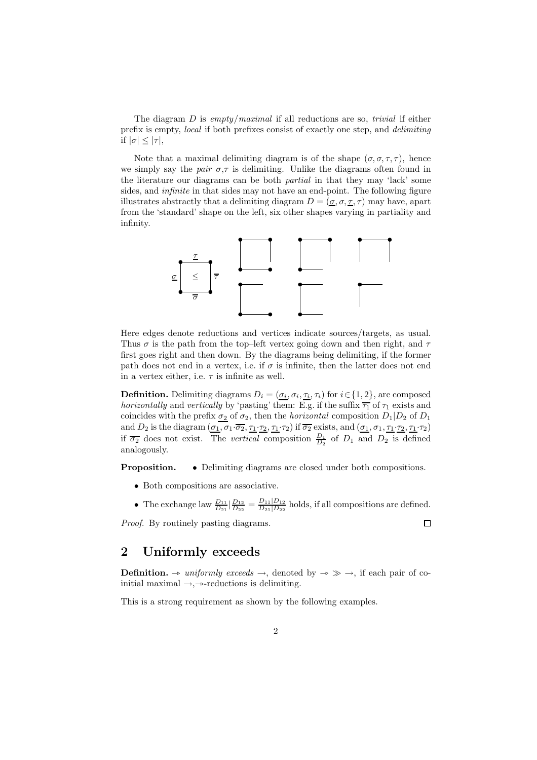The diagram $D$ is *empty*/*maximal* if all reductions are so, *trivial* if either prefix is empty, *local* if both prefixes consist of exactly one step, and *delimiting* if $|\sigma| \leq |\tau|$,

Note that a maximal delimiting diagram is of the shape $(\sigma, \sigma, \tau, \tau)$, hence we simply say the *pair* $\sigma$,$\tau$ is delimiting. Unlike the diagrams often found in the literature our diagrams can be both *partial* in that they may 'lack' some sides, and *infinite* in that sides may not have an end-point. The following figure illustrates abstractly that a delimiting diagram $D = (\underline{\sigma}, \sigma, \underline{\tau}, \tau)$ may have, apart from the 'standard' shape on the left, six other shapes varying in partiality and infinity.

Here edges denote reductions and vertices indicate sources/targets, as usual. Thus $\sigma$ is the path from the top–left vertex going down and then right, and $\tau$ first goes right and then down. By the diagrams being delimiting, if the former path does not end in a vertex, i.e. if $\sigma$ is infinite, then the latter does not end in a vertex either, i.e. $\tau$ is infinite as well.

**Definition.** Delimiting diagrams $D_i = (\underline{\sigma_i}, \sigma_i, \underline{\tau_i}, \tau_i)$ for $i \in \{1, 2\}$, are composed *horizontally* and *vertically* by 'pasting' them: E.g. if the suffix $\overline{\tau_1}$ of $\tau_1$ exists and coincides with the prefix $\underline{\sigma_2}$ of $\sigma_2$, then the *horizontal* composition $D_1|D_2$ of $D_1$ and $D_2$ is the diagram $(\underline{\sigma_1}, \sigma_1 \cdot \overline{\sigma_2}, \underline{\tau_1} \cdot \underline{\tau_2}, \underline{\tau_1} \cdot \tau_2)$ if $\overline{\sigma_2}$ exists, and $(\underline{\sigma_1}, \sigma_1, \underline{\tau_1} \cdot \underline{\tau_2}, \underline{\tau_1} \cdot \tau_2)$ if $\overline{\sigma_2}$ does not exist. The *vertical* composition $\frac{D_1}{D_2}$ of $D_1$ and $D_2$ is defined analogously.

**Proposition.**

- Delimiting diagrams are closed under both compositions.
- Both compositions are associative.
- The exchange law $\frac{D_{11}}{D_{21}}|\frac{D_{12}}{D_{22}} = \frac{D_{11}|D_{12}}{D_{21}|D_{22}}$ holds, if all compositions are defined.

*Proof.* By routinely pasting diagrams. □

## 2 Uniformly exceeds

**Definition.** $\twoheadrightarrow$ *uniformly exceeds* $\rightarrow$, denoted by $\twoheadrightarrow \gg \rightarrow$, if each pair of co-initial maximal $\rightarrow$,$\twoheadrightarrow$-reductions is delimiting.

This is a strong requirement as shown by the following examples.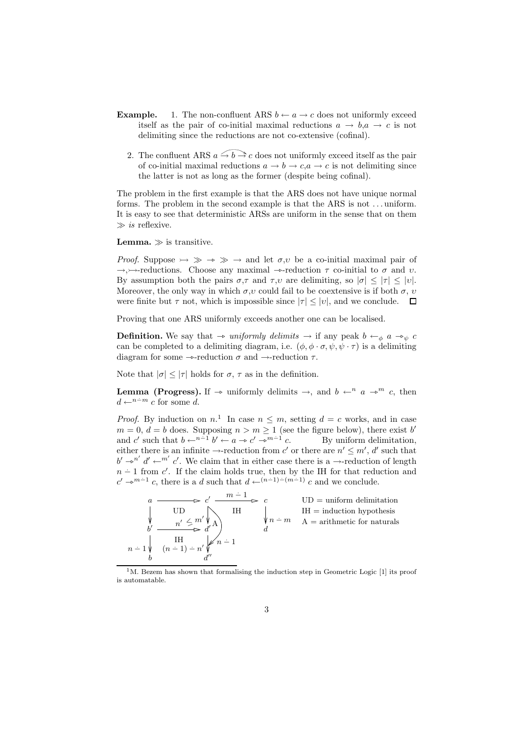**Example.**

1. The non-confluent ARS $b \leftarrow a \rightarrow c$ does not uniformly exceed itself as the pair of co-initial maximal reductions $a \rightarrow b, a \rightarrow c$ is not delimiting since the reductions are not co-extensive (cofinal).

2. The confluent ARS $a \rightarrow b \rightarrow c$ (with also $a \rightarrow c$) does not uniformly exceed itself as the pair of co-initial maximal reductions $a \rightarrow b \rightarrow c, a \rightarrow c$ is not delimiting since the latter is not as long as the former (despite being cofinal).

The problem in the first example is that the ARS does not have unique normal forms. The problem in the second example is that the ARS is not ... uniform. It is easy to see that deterministic ARSs are uniform in the sense that on them $\gg$ *is* reflexive.

**Lemma.** $\gg$ is transitive.

*Proof.* Suppose $\rightarrowtail \gg \twoheadrightarrow \gg \rightarrow$ and let $\sigma, \upsilon$ be a co-initial maximal pair of $\rightarrow, \rightarrowtail$-reductions. Choose any maximal $\twoheadrightarrow$-reduction $\tau$ co-initial to $\sigma$ and $\upsilon$. By assumption both the pairs $\sigma, \tau$ and $\tau, \upsilon$ are delimiting, so $|\sigma| \leq |\tau| \leq |\upsilon|$. Moreover, the only way in which $\sigma, \upsilon$ could fail to be coextensive is if both $\sigma$, $\upsilon$ were finite but $\tau$ not, which is impossible since $|\tau| \leq |\upsilon|$, and we conclude. $\square$

Proving that one ARS uniformly exceeds another one can be localised.

**Definition.** We say that $\twoheadrightarrow$ *uniformly delimits* $\rightarrow$ if any peak $b \leftarrow_\phi a \twoheadrightarrow_\psi c$ can be completed to a delimiting diagram, i.e. $(\phi, \phi \cdot \sigma, \psi, \psi \cdot \tau)$ is a delimiting diagram for some $\twoheadrightarrow$-reduction $\sigma$ and $\rightarrow$-reduction $\tau$.

Note that $|\sigma| \leq |\tau|$ holds for $\sigma$, $\tau$ as in the definition.

**Lemma (Progress).** If $\twoheadrightarrow$ uniformly delimits $\rightarrow$, and $b \leftarrow^n a \twoheadrightarrow^m c$, then $d \leftarrow^{n \dot{-} m} c$ for some $d$.

*Proof.* By induction on $n$.[1] In case $n \leq m$, setting $d = c$ works, and in case $m = 0$, $d = b$ does. Supposing $n > m \geq 1$ (see the figure below), there exist $b'$ and $c'$ such that $b \leftarrow^{n \dot{-} 1} b' \leftarrow a \twoheadrightarrow c' \twoheadrightarrow^{m \dot{-} 1} c$. By uniform delimitation, either there is an infinite $\rightarrow$-reduction from $c'$ or there are $n' \leq m'$, $d'$ such that $b' \twoheadrightarrow^{n'} d' \leftarrow^{m'} c'$. We claim that in either case there is a $\rightarrow$-reduction of length $n \dot{-} 1$ from $c'$. If the claim holds true, then by the IH for that reduction and $c' \twoheadrightarrow^{m \dot{-} 1} c$, there is a $d$ such that $d \leftarrow^{(n \dot{-} 1) \dot{-} (m \dot{-} 1)} c$ and we conclude.

$$
\begin{array}{ccccc}
a & \twoheadrightarrow & c' & \xrightarrow{m \dot{-} 1} & c \\
\downarrow & \text{UD} & \downarrow & \text{IH} & \downarrow n \dot{-} m \\
b' & \xrightarrow{n' \leq m'} & d' \ (\text{A}) & & d \\
\downarrow n \dot{-} 1 & \text{IH} & \downarrow (n \dot{-} 1) \dot{-} n' \quad \swarrow n \dot{-} 1 & & \\
b & & d'' & &
\end{array}
$$

UD = uniform delimitation
IH = induction hypothesis
A = arithmetic for naturals

[1] M. Bezem has shown that formalising the induction step in Geometric Logic [1] its proof is automatable.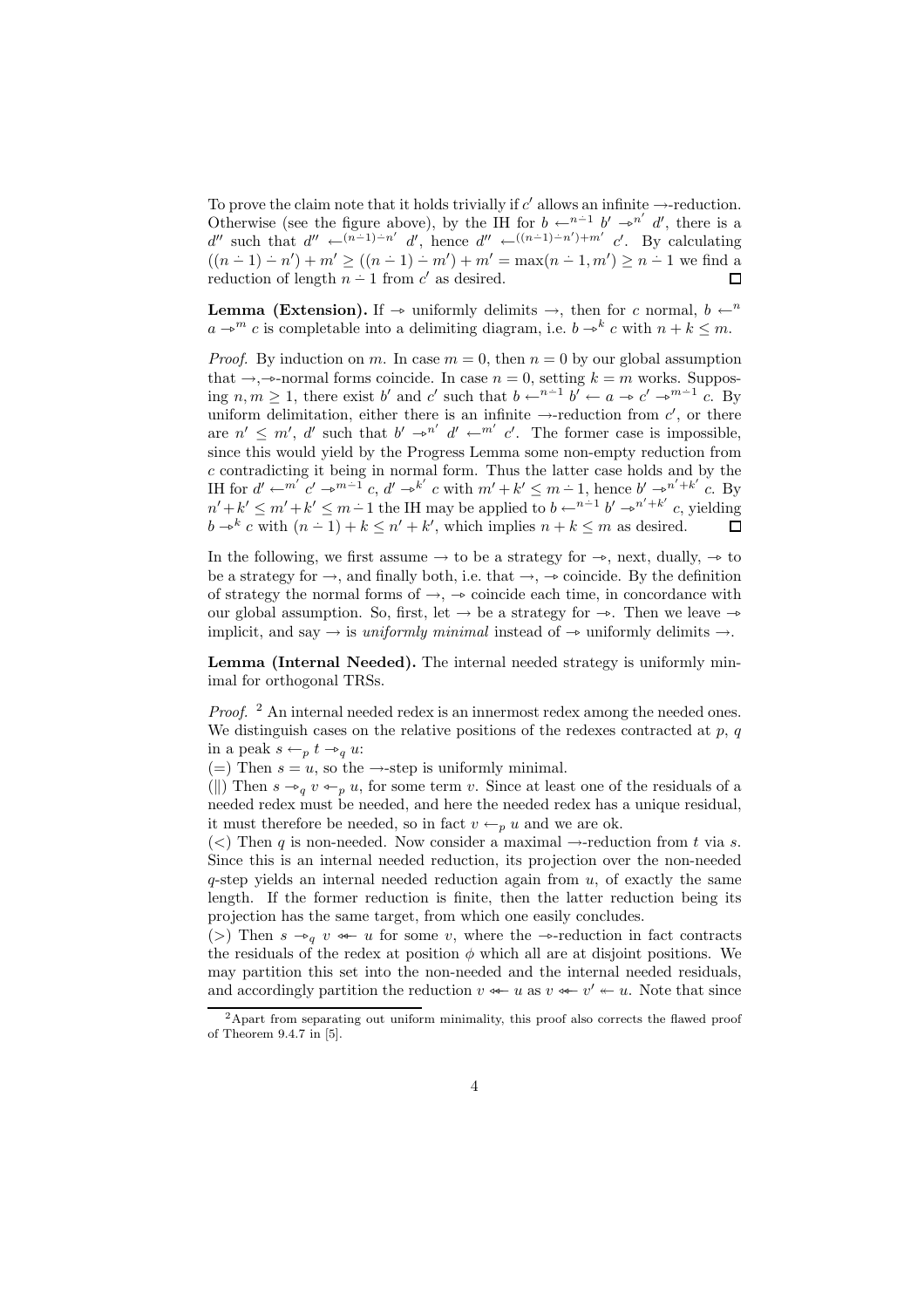To prove the claim note that it holds trivially if $c'$ allows an infinite $\rightarrow$-reduction. Otherwise (see the figure above), by the IH for $b \leftarrow^{n \dot{-} 1} b' \twoheadrightarrow^{n'} d'$, there is a $d''$ such that $d'' \leftarrow^{(n \dot{-} 1) \dot{-} n'} d'$, hence $d'' \leftarrow^{((n \dot{-} 1) \dot{-} n') + m'} c'$. By calculating $((n \dot{-} 1) \dot{-} n') + m' \geq ((n \dot{-} 1) \dot{-} m') + m' = \max(n \dot{-} 1, m') \geq n \dot{-} 1$ we find a reduction of length $n \dot{-} 1$ from $c'$ as desired. ◻

**Lemma (Extension).** If $\twoheadrightarrow$ uniformly delimits $\rightarrow$, then for $c$ normal, $b \leftarrow^{n} a \twoheadrightarrow^{m} c$ is completable into a delimiting diagram, i.e. $b \twoheadrightarrow^{k} c$ with $n + k \leq m$.

*Proof.* By induction on $m$. In case $m = 0$, then $n = 0$ by our global assumption that $\rightarrow$,$\twoheadrightarrow$-normal forms coincide. In case $n = 0$, setting $k = m$ works. Supposing $n, m \geq 1$, there exist $b'$ and $c'$ such that $b \leftarrow^{n \dot{-} 1} b' \leftarrow a \twoheadrightarrow c' \twoheadrightarrow^{m \dot{-} 1} c$. By uniform delimitation, either there is an infinite $\rightarrow$-reduction from $c'$, or there are $n' \leq m'$, $d'$ such that $b' \twoheadrightarrow^{n'} d' \leftarrow^{m'} c'$. The former case is impossible, since this would yield by the Progress Lemma some non-empty reduction from $c$ contradicting it being in normal form. Thus the latter case holds and by the IH for $d' \leftarrow^{m'} c' \twoheadrightarrow^{m \dot{-} 1} c$, $d' \twoheadrightarrow^{k'} c$ with $m' + k' \leq m \dot{-} 1$, hence $b' \twoheadrightarrow^{n' + k'} c$. By $n' + k' \leq m' + k' \leq m \dot{-} 1$ the IH may be applied to $b \leftarrow^{n \dot{-} 1} b' \twoheadrightarrow^{n' + k'} c$, yielding $b \twoheadrightarrow^{k} c$ with $(n \dot{-} 1) + k \leq n' + k'$, which implies $n + k \leq m$ as desired. ◻

In the following, we first assume $\rightarrow$ to be a strategy for $\twoheadrightarrow$, next, dually, $\twoheadrightarrow$ to be a strategy for $\rightarrow$, and finally both, i.e. that $\rightarrow$, $\twoheadrightarrow$ coincide. By the definition of strategy the normal forms of $\rightarrow$, $\twoheadrightarrow$ coincide each time, in concordance with our global assumption. So, first, let $\rightarrow$ be a strategy for $\twoheadrightarrow$. Then we leave $\twoheadrightarrow$ implicit, and say $\rightarrow$ is *uniformly minimal* instead of $\twoheadrightarrow$ uniformly delimits $\rightarrow$.

**Lemma (Internal Needed).** The internal needed strategy is uniformly minimal for orthogonal TRSs.

*Proof.* [2] An internal needed redex is an innermost redex among the needed ones. We distinguish cases on the relative positions of the redexes contracted at $p$, $q$ in a peak $s \leftarrow_{p} t \twoheadrightarrow_{q} u$:

($=$) Then $s = u$, so the $\rightarrow$-step is uniformly minimal.

($\parallel$) Then $s \twoheadrightarrow_{q} v \leftarrow_{p} u$, for some term $v$. Since at least one of the residuals of a needed redex must be needed, and here the needed redex has a unique residual, it must therefore be needed, so in fact $v \leftarrow_{p} u$ and we are ok.

($<$) Then $q$ is non-needed. Now consider a maximal $\rightarrow$-reduction from $t$ via $s$. Since this is an internal needed reduction, its projection over the non-needed $q$-step yields an internal needed reduction again from $u$, of exactly the same length. If the former reduction is finite, then the latter reduction being its projection has the same target, from which one easily concludes.

($>$) Then $s \twoheadrightarrow_{q} v \twoheadleftarrow u$ for some $v$, where the $\twoheadrightarrow$-reduction in fact contracts the residuals of the redex at position $\phi$ which all are at disjoint positions. We may partition this set into the non-needed and the internal needed residuals, and accordingly partition the reduction $v \twoheadleftarrow u$ as $v \twoheadleftarrow v' \leftarrow u$. Note that since

[2] Apart from separating out uniform minimality, this proof also corrects the flawed proof of Theorem 9.4.7 in [5].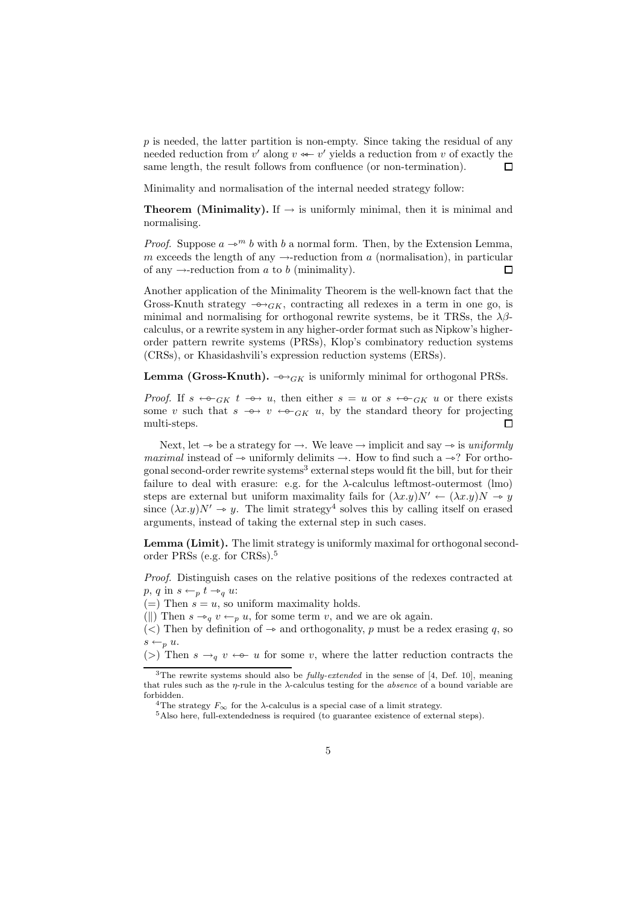$p$ is needed, the latter partition is non-empty. Since taking the residual of any needed reduction from $v'$ along $v \twoheadleftarrow v'$ yields a reduction from $v$ of exactly the same length, the result follows from confluence (or non-termination). $\square$

Minimality and normalisation of the internal needed strategy follow:

**Theorem (Minimality).** If $\rightarrow$ is uniformly minimal, then it is minimal and normalising.

*Proof.* Suppose $a \twoheadrightarrow^m b$ with $b$ a normal form. Then, by the Extension Lemma, $m$ exceeds the length of any $\rightarrow$-reduction from $a$ (normalisation), in particular of any $\rightarrow$-reduction from $a$ to $b$ (minimality). $\square$

Another application of the Minimality Theorem is the well-known fact that the Gross-Knuth strategy $\multimap_{GK}$, contracting all redexes in a term in one go, is minimal and normalising for orthogonal rewrite systems, be it TRSs, the $\lambda\beta$-calculus, or a rewrite system in any higher-order format such as Nipkow's higher-order pattern rewrite systems (PRSs), Klop's combinatory reduction systems (CRSs), or Khasidashvili's expression reduction systems (ERSs).

**Lemma (Gross-Knuth).** $\multimap_{GK}$ is uniformly minimal for orthogonal PRSs.

*Proof.* If $s \leftarrow\!\circ_{GK} t \multimap u$, then either $s = u$ or $s \leftarrow\!\circ_{GK} u$ or there exists some $v$ such that $s \multimap v \leftarrow\!\circ_{GK} u$, by the standard theory for projecting multi-steps. $\square$

Next, let $\twoheadrightarrow$ be a strategy for $\rightarrow$. We leave $\rightarrow$ implicit and say $\twoheadrightarrow$ is *uniformly maximal* instead of $\twoheadrightarrow$ uniformly delimits $\rightarrow$. How to find such a $\twoheadrightarrow$? For orthogonal second-order rewrite systems[3] external steps would fit the bill, but for their failure to deal with erasure: e.g. for the $\lambda$-calculus leftmost-outermost (lmo) steps are external but uniform maximality fails for $(\lambda x.y)N' \leftarrow (\lambda x.y)N \twoheadrightarrow y$ since $(\lambda x.y)N' \twoheadrightarrow y$. The limit strategy[4] solves this by calling itself on erased arguments, instead of taking the external step in such cases.

**Lemma (Limit).** The limit strategy is uniformly maximal for orthogonal second-order PRSs (e.g. for CRSs).[5]

*Proof.* Distinguish cases on the relative positions of the redexes contracted at $p$, $q$ in $s \leftarrow_p t \twoheadrightarrow_q u$:

($=$) Then $s = u$, so uniform maximality holds.

($\|$) Then $s \twoheadrightarrow_q v \leftarrow_p u$, for some term $v$, and we are ok again.

($<$) Then by definition of $\twoheadrightarrow$ and orthogonality, $p$ must be a redex erasing $q$, so $s \leftarrow_p u$.

($>$) Then $s \rightarrow_q v \leftarrow\!\circ\, u$ for some $v$, where the latter reduction contracts the

---

[3] The rewrite systems should also be *fully-extended* in the sense of [4, Def. 10], meaning that rules such as the $\eta$-rule in the $\lambda$-calculus testing for the *absence* of a bound variable are forbidden.

[4] The strategy $F_\infty$ for the $\lambda$-calculus is a special case of a limit strategy.

[5] Also here, full-extendedness is required (to guarantee existence of external steps).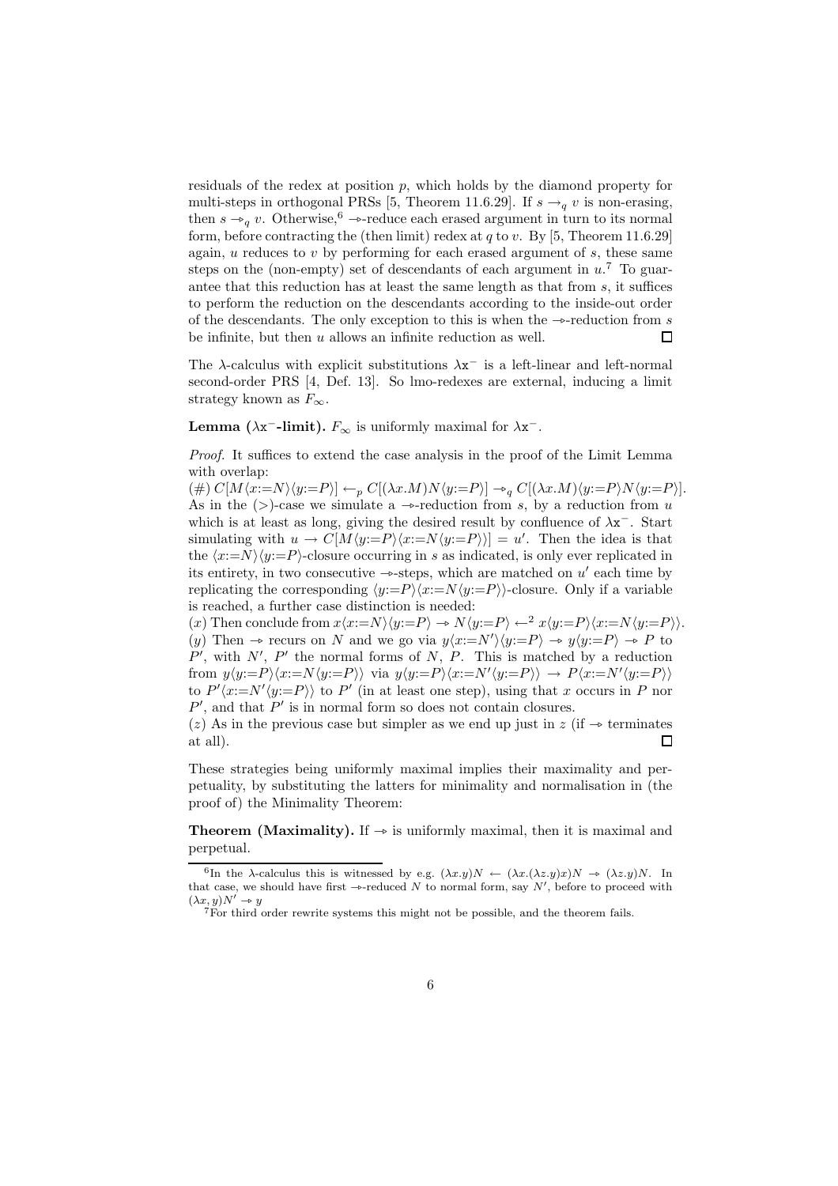residuals of the redex at position $p$, which holds by the diamond property for multi-steps in orthogonal PRSs [5, Theorem 11.6.29]. If $s \to_q v$ is non-erasing, then $s \twoheadrightarrow_q v$. Otherwise,[6] $\twoheadrightarrow$-reduce each erased argument in turn to its normal form, before contracting the (then limit) redex at $q$ to $v$. By [5, Theorem 11.6.29] again, $u$ reduces to $v$ by performing for each erased argument of $s$, these same steps on the (non-empty) set of descendants of each argument in $u$.[7] To guarantee that this reduction has at least the same length as that from $s$, it suffices to perform the reduction on the descendants according to the inside-out order of the descendants. The only exception to this is when the $\twoheadrightarrow$-reduction from $s$ be infinite, but then $u$ allows an infinite reduction as well. □

The $\lambda$-calculus with explicit substitutions $\lambda\mathtt{x}^-$ is a left-linear and left-normal second-order PRS [4, Def. 13]. So lmo-redexes are external, inducing a limit strategy known as $F_\infty$.

**Lemma ($\lambda\mathtt{x}^-$-limit).** $F_\infty$ is uniformly maximal for $\lambda\mathtt{x}^-$.

*Proof.* It suffices to extend the case analysis in the proof of the Limit Lemma with overlap:
$(\#)$ $C[M\langle x{:=}N\rangle\langle y{:=}P\rangle] \leftarrow_p C[(\lambda x.M)N\langle y{:=}P\rangle] \twoheadrightarrow_q C[(\lambda x.M)\langle y{:=}P\rangle N\langle y{:=}P\rangle]$. As in the $(>)$-case we simulate a $\twoheadrightarrow$-reduction from $s$, by a reduction from $u$ which is at least as long, giving the desired result by confluence of $\lambda\mathtt{x}^-$. Start simulating with $u \to C[M\langle y{:=}P\rangle\langle x{:=}N\langle y{:=}P\rangle\rangle] = u'$. Then the idea is that the $\langle x{:=}N\rangle\langle y{:=}P\rangle$-closure occurring in $s$ as indicated, is only ever replicated in its entirety, in two consecutive $\twoheadrightarrow$-steps, which are matched on $u'$ each time by replicating the corresponding $\langle y{:=}P\rangle\langle x{:=}N\langle y{:=}P\rangle\rangle$-closure. Only if a variable is reached, a further case distinction is needed:
$(x)$ Then conclude from $x\langle x{:=}N\rangle\langle y{:=}P\rangle \twoheadrightarrow N\langle y{:=}P\rangle \leftarrow^2 x\langle y{:=}P\rangle\langle x{:=}N\langle y{:=}P\rangle\rangle$.
$(y)$ Then $\twoheadrightarrow$ recurs on $N$ and we go via $y\langle x{:=}N'\rangle\langle y{:=}P\rangle \twoheadrightarrow y\langle y{:=}P\rangle \twoheadrightarrow P$ to $P'$, with $N'$, $P'$ the normal forms of $N$, $P$. This is matched by a reduction from $y\langle y{:=}P\rangle\langle x{:=}N\langle y{:=}P\rangle\rangle$ via $y\langle y{:=}P\rangle\langle x{:=}N'\langle y{:=}P\rangle\rangle \to P\langle x{:=}N'\langle y{:=}P\rangle\rangle$ to $P'\langle x{:=}N'\langle y{:=}P\rangle\rangle$ to $P'$ (in at least one step), using that $x$ occurs in $P$ nor $P'$, and that $P'$ is in normal form so does not contain closures.
$(z)$ As in the previous case but simpler as we end up just in $z$ (if $\twoheadrightarrow$ terminates at all). □

These strategies being uniformly maximal implies their maximality and perpetuality, by substituting the latters for minimality and normalisation in (the proof of) the Minimality Theorem:

**Theorem (Maximality).** If $\twoheadrightarrow$ is uniformly maximal, then it is maximal and perpetual.

---

[6] In the $\lambda$-calculus this is witnessed by e.g. $(\lambda x.y)N \leftarrow (\lambda x.(\lambda z.y)x)N \twoheadrightarrow (\lambda z.y)N$. In that case, we should have first $\twoheadrightarrow$-reduced $N$ to normal form, say $N'$, before to proceed with $(\lambda x, y)N' \twoheadrightarrow y$

[7] For third order rewrite systems this might not be possible, and the theorem fails.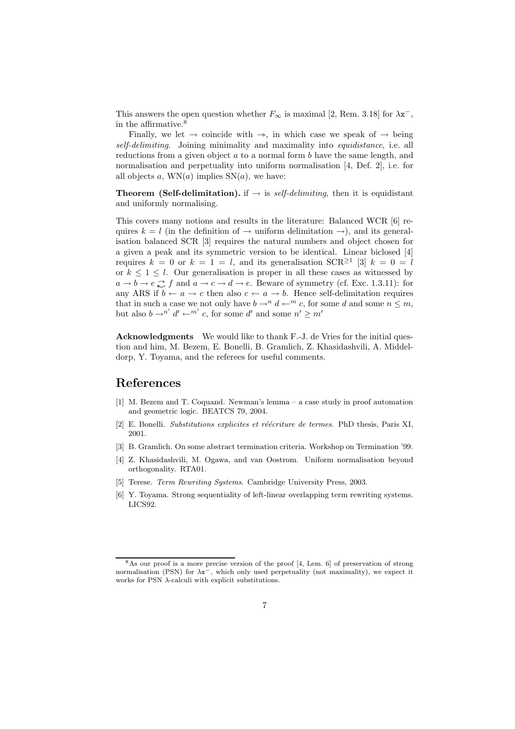This answers the open question whether $F_\infty$ is maximal [2, Rem. 3.18] for $\lambda\mathtt{x}^-$, in the affirmative.[8]

Finally, we let $\rightarrow$ coincide with $\multimap$, in which case we speak of $\rightarrow$ being *self-delimiting*. Joining minimality and maximality into *equidistance*, i.e. all reductions from a given object $a$ to a normal form $b$ have the same length, and normalisation and perpetuality into uniform normalisation [4, Def. 2], i.e. for all objects $a$, $\mathrm{WN}(a)$ implies $\mathrm{SN}(a)$, we have:

**Theorem (Self-delimitation).** if $\rightarrow$ is *self-delimiting*, then it is equidistant and uniformly normalising.

This covers many notions and results in the literature: Balanced WCR [6] requires $k = l$ (in the definition of $\rightarrow$ uniform delimitation $\rightarrow$), and its generalisation balanced SCR [3] requires the natural numbers and object chosen for a given a peak and its symmetric version to be identical. Linear biclosed [4] requires $k = 0$ or $k = 1 = l$, and its generalisation $\mathrm{SCR}^{\geq 1}$ [3] $k = 0 = l$ or $k \leq 1 \leq l$. Our generalisation is proper in all these cases as witnessed by $a \rightarrow b \rightarrow e \circlearrowright f$ and $a \rightarrow c \rightarrow d \rightarrow e$. Beware of symmetry (cf. Exc. 1.3.11): for any ARS if $b \leftarrow a \rightarrow c$ then also $c \leftarrow a \rightarrow b$. Hence self-delimitation requires that in such a case we not only have $b \rightarrow^n d \leftarrow^m c$, for some $d$ and some $n \leq m$, but also $b \rightarrow^{n'} d' \leftarrow^{m'} c$, for some $d'$ and some $n' \geq m'$

**Acknowledgments** We would like to thank F.-J. de Vries for the initial question and him, M. Bezem, E. Bonelli, B. Gramlich, Z. Khasidashvili, A. Middeldorp, Y. Toyama, and the referees for useful comments.

# References

[1] M. Bezem and T. Coquand. Newman's lemma – a case study in proof automation and geometric logic. BEATCS 79, 2004.

[2] E. Bonelli. *Substitutions explicites et réécriture de termes*. PhD thesis, Paris XI, 2001.

[3] B. Gramlich. On some abstract termination criteria. Workshop on Termination '99.

[4] Z. Khasidashvili, M. Ogawa, and van Oostrom. Uniform normalisation beyond orthogonality. RTA01.

[5] Terese. *Term Rewriting Systems*. Cambridge University Press, 2003.

[6] Y. Toyama. Strong sequentiality of left-linear overlapping term rewriting systems. LICS92.

[8] As our proof is a more precise version of the proof [4, Lem. 6] of preservation of strong normalisation (PSN) for $\lambda\mathtt{x}^-$, which only used perpetuality (not maximality), we expect it works for PSN $\lambda$-calculi with explicit substitutions.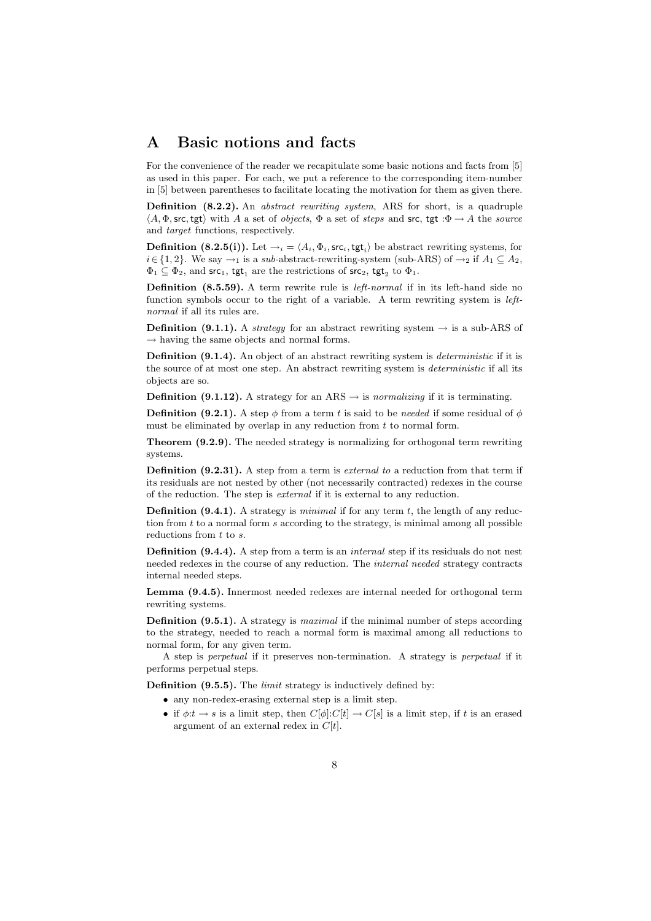# A Basic notions and facts

For the convenience of the reader we recapitulate some basic notions and facts from [5] as used in this paper. For each, we put a reference to the corresponding item-number in [5] between parentheses to facilitate locating the motivation for them as given there.

**Definition (8.2.2).** An *abstract rewriting system*, ARS for short, is a quadruple $\langle A, \Phi, \mathsf{src}, \mathsf{tgt}\rangle$ with $A$ a set of *objects*, $\Phi$ a set of *steps* and $\mathsf{src}$, $\mathsf{tgt} : \Phi \to A$ the *source* and *target* functions, respectively.

**Definition (8.2.5(i)).** Let $\to_i = \langle A_i, \Phi_i, \mathsf{src}_i, \mathsf{tgt}_i\rangle$ be abstract rewriting systems, for $i \in \{1, 2\}$. We say $\to_1$ is a *sub*-abstract-rewriting-system (sub-ARS) of $\to_2$ if $A_1 \subseteq A_2$, $\Phi_1 \subseteq \Phi_2$, and $\mathsf{src}_1$, $\mathsf{tgt}_1$ are the restrictions of $\mathsf{src}_2$, $\mathsf{tgt}_2$ to $\Phi_1$.

**Definition (8.5.59).** A term rewrite rule is *left-normal* if in its left-hand side no function symbols occur to the right of a variable. A term rewriting system is *left-normal* if all its rules are.

**Definition (9.1.1).** A *strategy* for an abstract rewriting system $\to$ is a sub-ARS of $\to$ having the same objects and normal forms.

**Definition (9.1.4).** An object of an abstract rewriting system is *deterministic* if it is the source of at most one step. An abstract rewriting system is *deterministic* if all its objects are so.

**Definition (9.1.12).** A strategy for an ARS $\to$ is *normalizing* if it is terminating.

**Definition (9.2.1).** A step $\phi$ from a term $t$ is said to be *needed* if some residual of $\phi$ must be eliminated by overlap in any reduction from $t$ to normal form.

**Theorem (9.2.9).** The needed strategy is normalizing for orthogonal term rewriting systems.

**Definition (9.2.31).** A step from a term is *external to* a reduction from that term if its residuals are not nested by other (not necessarily contracted) redexes in the course of the reduction. The step is *external* if it is external to any reduction.

**Definition (9.4.1).** A strategy is *minimal* if for any term $t$, the length of any reduction from $t$ to a normal form $s$ according to the strategy, is minimal among all possible reductions from $t$ to $s$.

**Definition (9.4.4).** A step from a term is an *internal* step if its residuals do not nest needed redexes in the course of any reduction. The *internal needed* strategy contracts internal needed steps.

**Lemma (9.4.5).** Innermost needed redexes are internal needed for orthogonal term rewriting systems.

**Definition (9.5.1).** A strategy is *maximal* if the minimal number of steps according to the strategy, needed to reach a normal form is maximal among all reductions to normal form, for any given term.

A step is *perpetual* if it preserves non-termination. A strategy is *perpetual* if it performs perpetual steps.

**Definition (9.5.5).** The *limit* strategy is inductively defined by:

- any non-redex-erasing external step is a limit step.
- if $\phi{:}t \to s$ is a limit step, then $C[\phi]{:}C[t] \to C[s]$ is a limit step, if $t$ is an erased argument of an external redex in $C[t]$.